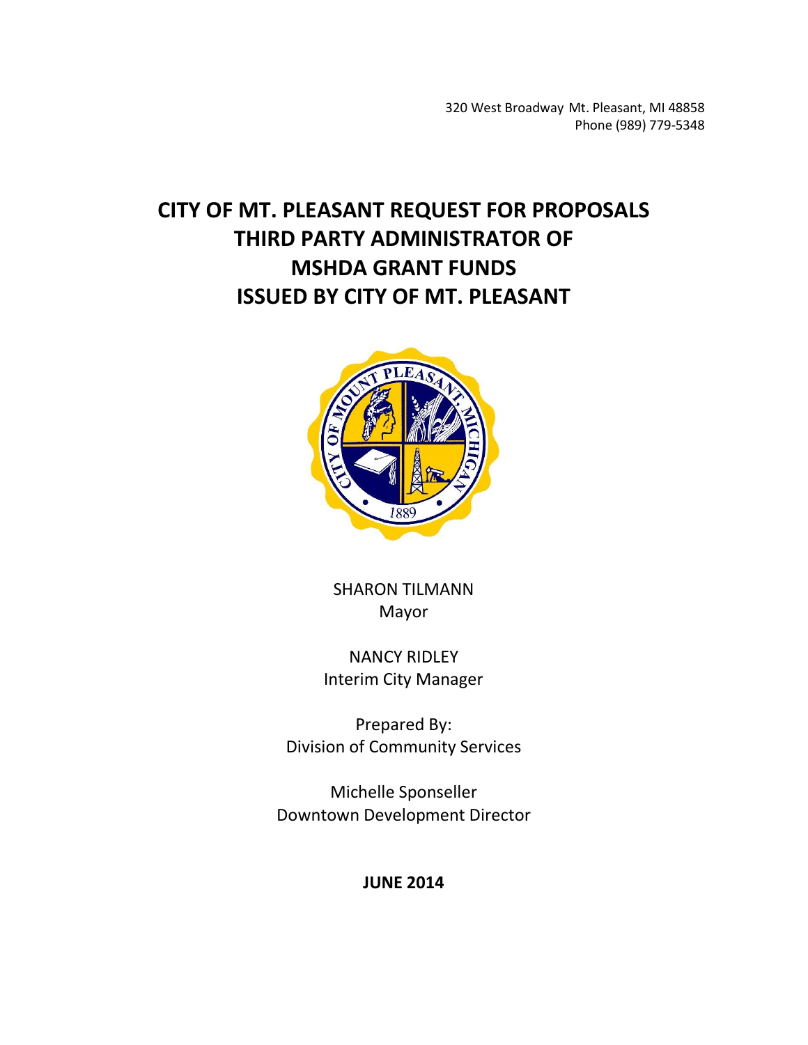320 West Broadway Mt. Pleasant, MI 48858
Phone (989) 779-5348

# CITY OF MT. PLEASANT REQUEST FOR PROPOSALS THIRD PARTY ADMINISTRATOR OF MSHDA GRANT FUNDS ISSUED BY CITY OF MT. PLEASANT

SHARON TILMANN
Mayor

NANCY RIDLEY
Interim City Manager

Prepared By:
Division of Community Services

Michelle Sponseller
Downtown Development Director

**JUNE 2014**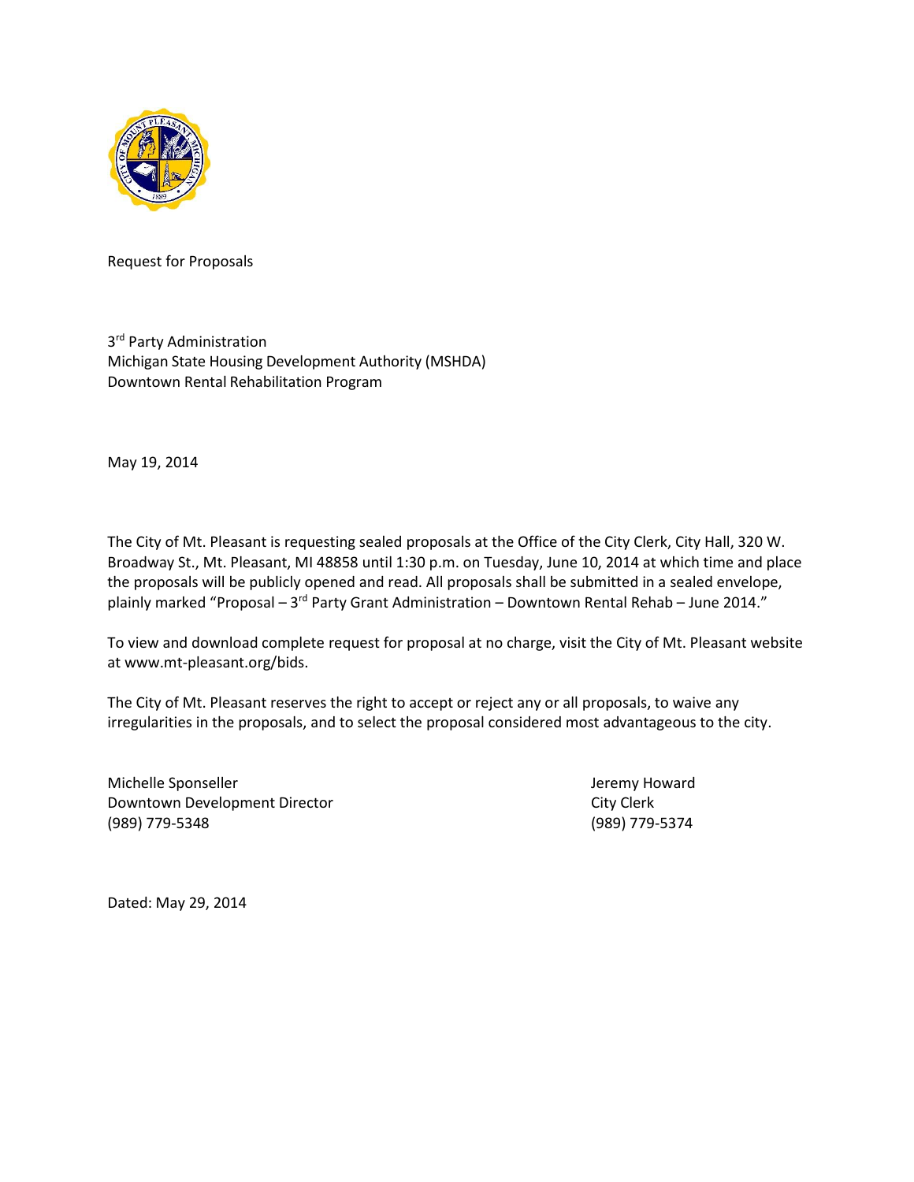Request for Proposals

3rd Party Administration
Michigan State Housing Development Authority (MSHDA)
Downtown Rental Rehabilitation Program

May 19, 2014

The City of Mt. Pleasant is requesting sealed proposals at the Office of the City Clerk, City Hall, 320 W. Broadway St., Mt. Pleasant, MI 48858 until 1:30 p.m. on Tuesday, June 10, 2014 at which time and place the proposals will be publicly opened and read. All proposals shall be submitted in a sealed envelope, plainly marked "Proposal – 3rd Party Grant Administration – Downtown Rental Rehab – June 2014."

To view and download complete request for proposal at no charge, visit the City of Mt. Pleasant website at www.mt-pleasant.org/bids.

The City of Mt. Pleasant reserves the right to accept or reject any or all proposals, to waive any irregularities in the proposals, and to select the proposal considered most advantageous to the city.

Michelle Sponseller
Downtown Development Director
(989) 779-5348

Jeremy Howard
City Clerk
(989) 779-5374

Dated: May 29, 2014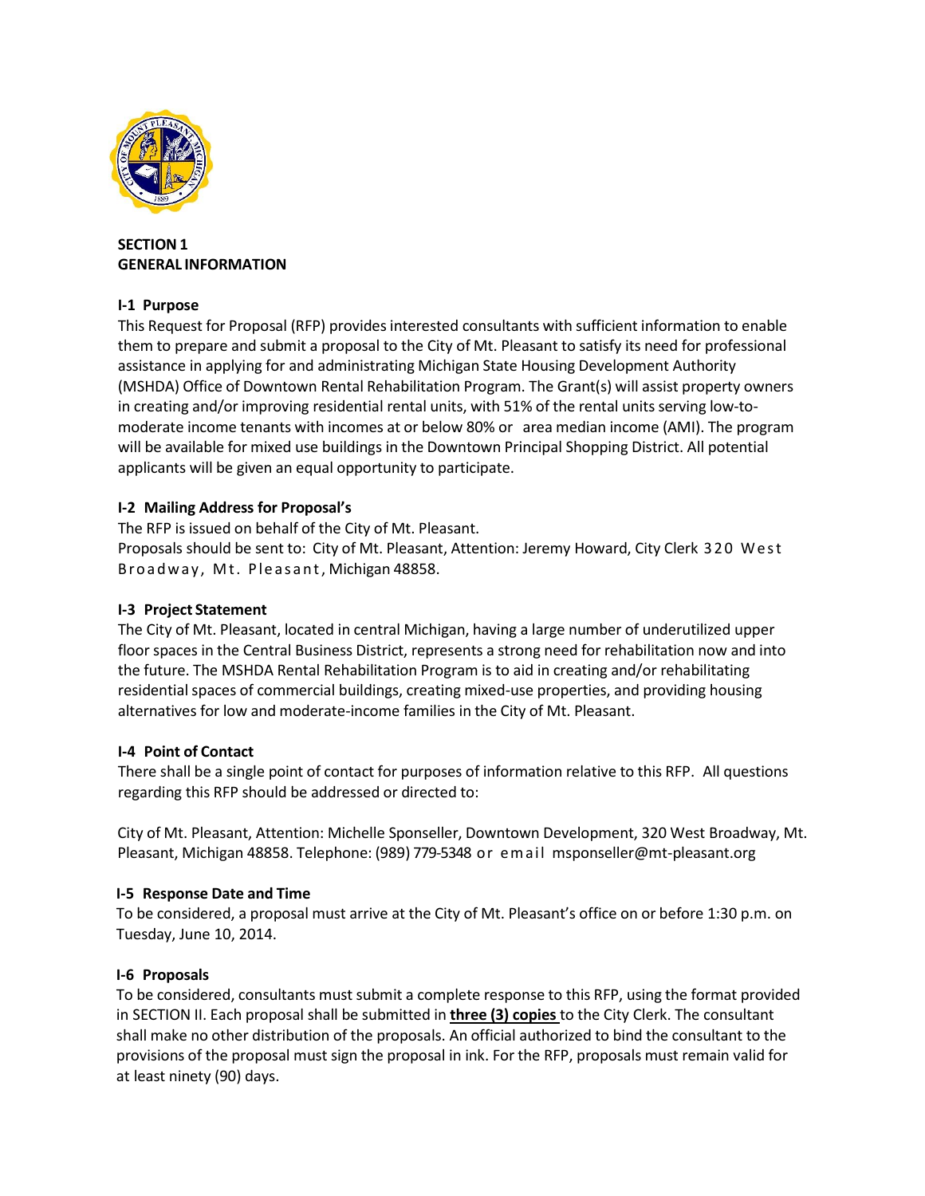**SECTION 1**
**GENERAL INFORMATION**

**I-1 Purpose**

This Request for Proposal (RFP) provides interested consultants with sufficient information to enable them to prepare and submit a proposal to the City of Mt. Pleasant to satisfy its need for professional assistance in applying for and administrating Michigan State Housing Development Authority (MSHDA) Office of Downtown Rental Rehabilitation Program. The Grant(s) will assist property owners in creating and/or improving residential rental units, with 51% of the rental units serving low-to-moderate income tenants with incomes at or below 80% or area median income (AMI). The program will be available for mixed use buildings in the Downtown Principal Shopping District. All potential applicants will be given an equal opportunity to participate.

**I-2 Mailing Address for Proposal's**

The RFP is issued on behalf of the City of Mt. Pleasant.

Proposals should be sent to: City of Mt. Pleasant, Attention: Jeremy Howard, City Clerk 320 West Broadway, Mt. Pleasant, Michigan 48858.

**I-3 Project Statement**

The City of Mt. Pleasant, located in central Michigan, having a large number of underutilized upper floor spaces in the Central Business District, represents a strong need for rehabilitation now and into the future. The MSHDA Rental Rehabilitation Program is to aid in creating and/or rehabilitating residential spaces of commercial buildings, creating mixed-use properties, and providing housing alternatives for low and moderate-income families in the City of Mt. Pleasant.

**I-4 Point of Contact**

There shall be a single point of contact for purposes of information relative to this RFP. All questions regarding this RFP should be addressed or directed to:

City of Mt. Pleasant, Attention: Michelle Sponseller, Downtown Development, 320 West Broadway, Mt. Pleasant, Michigan 48858. Telephone: (989) 779-5348 or email msponseller@mt-pleasant.org

**I-5 Response Date and Time**

To be considered, a proposal must arrive at the City of Mt. Pleasant's office on or before 1:30 p.m. on Tuesday, June 10, 2014.

**I-6 Proposals**

To be considered, consultants must submit a complete response to this RFP, using the format provided in SECTION II. Each proposal shall be submitted in **three (3) copies** to the City Clerk. The consultant shall make no other distribution of the proposals. An official authorized to bind the consultant to the provisions of the proposal must sign the proposal in ink. For the RFP, proposals must remain valid for at least ninety (90) days.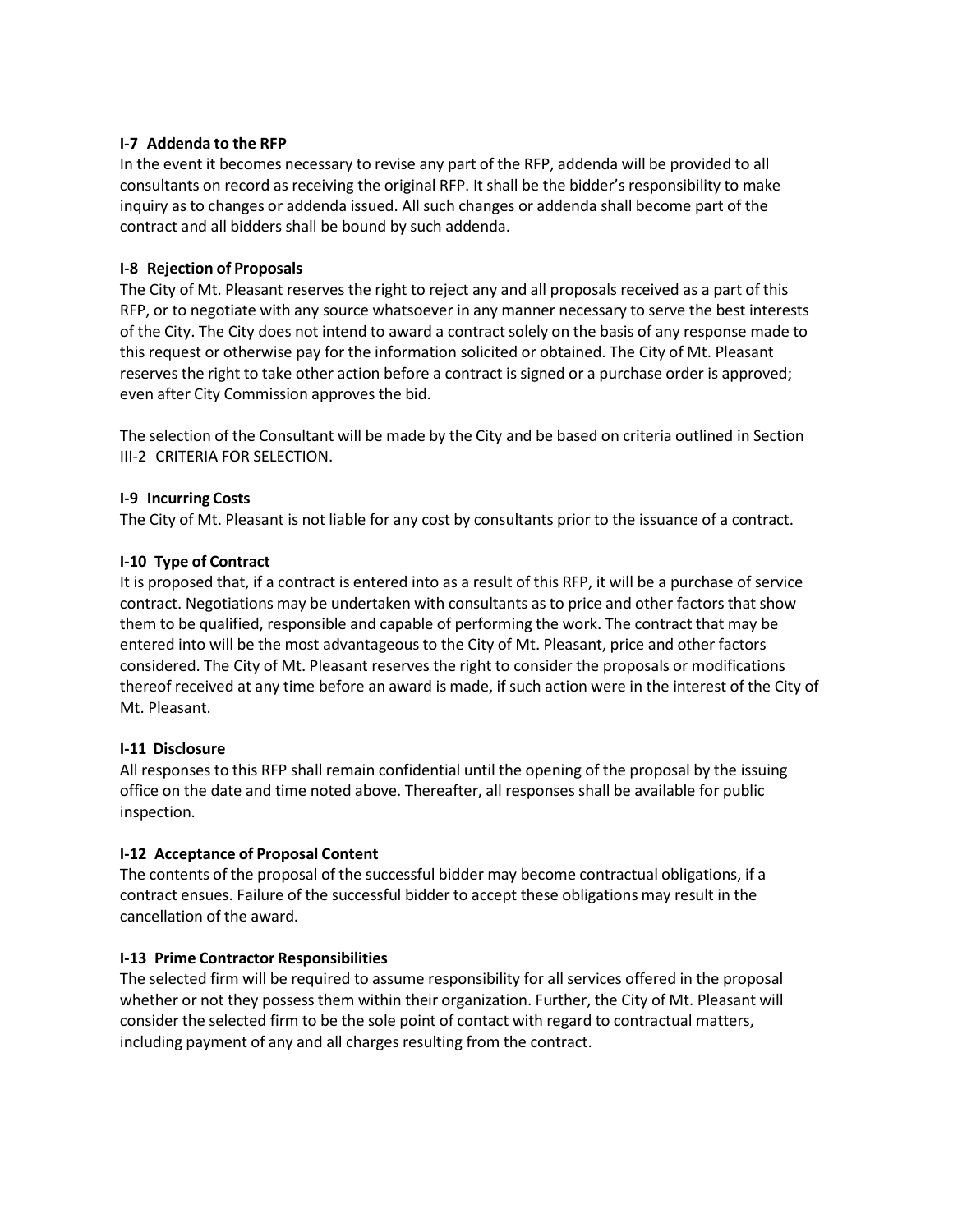**I-7 Addenda to the RFP**
In the event it becomes necessary to revise any part of the RFP, addenda will be provided to all consultants on record as receiving the original RFP. It shall be the bidder's responsibility to make inquiry as to changes or addenda issued. All such changes or addenda shall become part of the contract and all bidders shall be bound by such addenda.

**I-8 Rejection of Proposals**
The City of Mt. Pleasant reserves the right to reject any and all proposals received as a part of this RFP, or to negotiate with any source whatsoever in any manner necessary to serve the best interests of the City. The City does not intend to award a contract solely on the basis of any response made to this request or otherwise pay for the information solicited or obtained. The City of Mt. Pleasant reserves the right to take other action before a contract is signed or a purchase order is approved; even after City Commission approves the bid.

The selection of the Consultant will be made by the City and be based on criteria outlined in Section III-2 CRITERIA FOR SELECTION.

**I-9 Incurring Costs**
The City of Mt. Pleasant is not liable for any cost by consultants prior to the issuance of a contract.

**I-10 Type of Contract**
It is proposed that, if a contract is entered into as a result of this RFP, it will be a purchase of service contract. Negotiations may be undertaken with consultants as to price and other factors that show them to be qualified, responsible and capable of performing the work. The contract that may be entered into will be the most advantageous to the City of Mt. Pleasant, price and other factors considered. The City of Mt. Pleasant reserves the right to consider the proposals or modifications thereof received at any time before an award is made, if such action were in the interest of the City of Mt. Pleasant.

**I-11 Disclosure**
All responses to this RFP shall remain confidential until the opening of the proposal by the issuing office on the date and time noted above. Thereafter, all responses shall be available for public inspection.

**I-12 Acceptance of Proposal Content**
The contents of the proposal of the successful bidder may become contractual obligations, if a contract ensues. Failure of the successful bidder to accept these obligations may result in the cancellation of the award.

**I-13 Prime Contractor Responsibilities**
The selected firm will be required to assume responsibility for all services offered in the proposal whether or not they possess them within their organization. Further, the City of Mt. Pleasant will consider the selected firm to be the sole point of contact with regard to contractual matters, including payment of any and all charges resulting from the contract.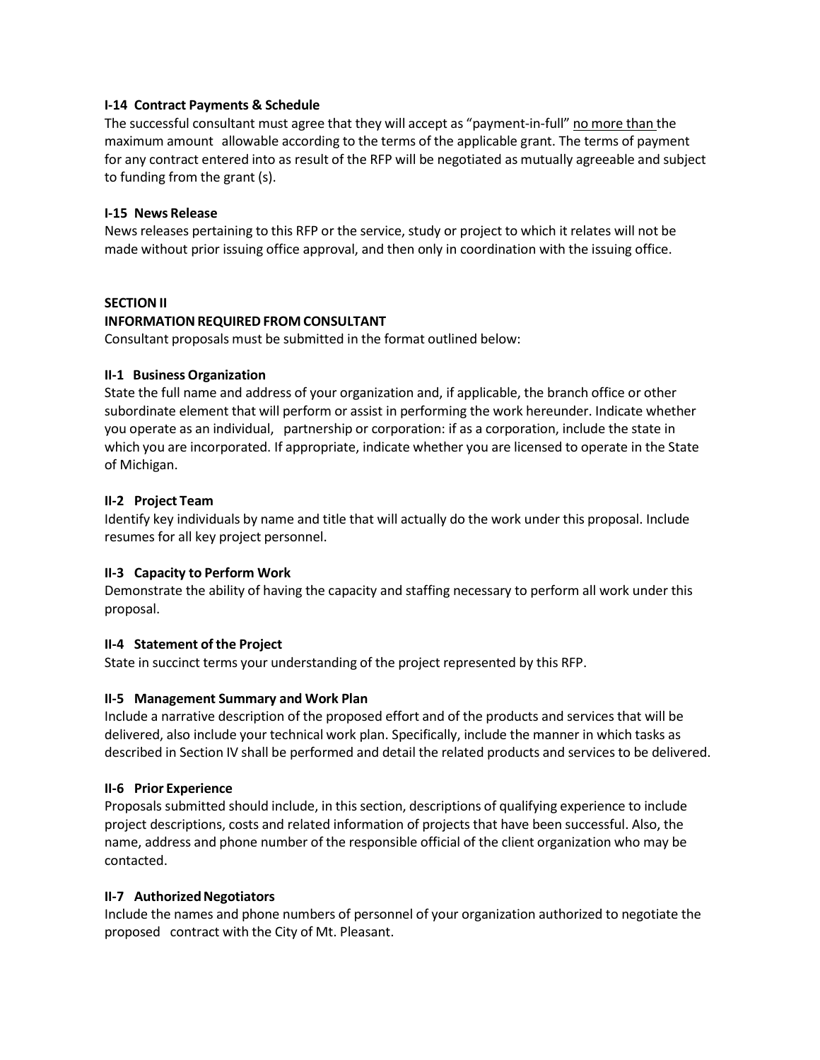### I-14 Contract Payments & Schedule

The successful consultant must agree that they will accept as "payment-in-full" no more than the maximum amount allowable according to the terms of the applicable grant. The terms of payment for any contract entered into as result of the RFP will be negotiated as mutually agreeable and subject to funding from the grant (s).

### I-15 News Release

News releases pertaining to this RFP or the service, study or project to which it relates will not be made without prior issuing office approval, and then only in coordination with the issuing office.

## SECTION II

## INFORMATION REQUIRED FROM CONSULTANT

Consultant proposals must be submitted in the format outlined below:

### II-1 Business Organization

State the full name and address of your organization and, if applicable, the branch office or other subordinate element that will perform or assist in performing the work hereunder. Indicate whether you operate as an individual, partnership or corporation: if as a corporation, include the state in which you are incorporated. If appropriate, indicate whether you are licensed to operate in the State of Michigan.

### II-2 Project Team

Identify key individuals by name and title that will actually do the work under this proposal. Include resumes for all key project personnel.

### II-3 Capacity to Perform Work

Demonstrate the ability of having the capacity and staffing necessary to perform all work under this proposal.

### II-4 Statement of the Project

State in succinct terms your understanding of the project represented by this RFP.

### II-5 Management Summary and Work Plan

Include a narrative description of the proposed effort and of the products and services that will be delivered, also include your technical work plan. Specifically, include the manner in which tasks as described in Section IV shall be performed and detail the related products and services to be delivered.

### II-6 Prior Experience

Proposals submitted should include, in this section, descriptions of qualifying experience to include project descriptions, costs and related information of projects that have been successful. Also, the name, address and phone number of the responsible official of the client organization who may be contacted.

### II-7 Authorized Negotiators

Include the names and phone numbers of personnel of your organization authorized to negotiate the proposed contract with the City of Mt. Pleasant.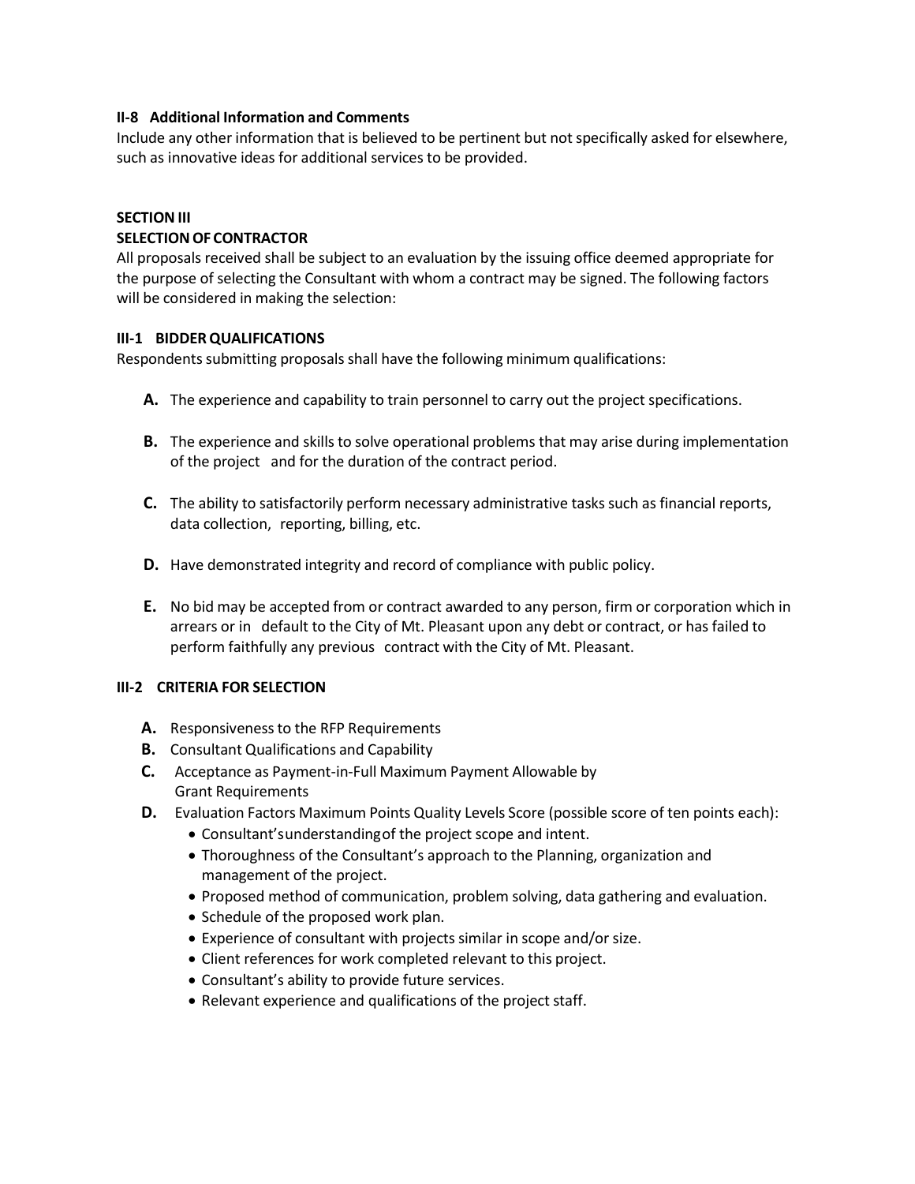### II-8 Additional Information and Comments

Include any other information that is believed to be pertinent but not specifically asked for elsewhere, such as innovative ideas for additional services to be provided.

## SECTION III

## SELECTION OF CONTRACTOR

All proposals received shall be subject to an evaluation by the issuing office deemed appropriate for the purpose of selecting the Consultant with whom a contract may be signed. The following factors will be considered in making the selection:

### III-1 BIDDER QUALIFICATIONS

Respondents submitting proposals shall have the following minimum qualifications:

**A.** The experience and capability to train personnel to carry out the project specifications.

**B.** The experience and skills to solve operational problems that may arise during implementation of the project and for the duration of the contract period.

**C.** The ability to satisfactorily perform necessary administrative tasks such as financial reports, data collection, reporting, billing, etc.

**D.** Have demonstrated integrity and record of compliance with public policy.

**E.** No bid may be accepted from or contract awarded to any person, firm or corporation which in arrears or in default to the City of Mt. Pleasant upon any debt or contract, or has failed to perform faithfully any previous contract with the City of Mt. Pleasant.

### III-2 CRITERIA FOR SELECTION

**A.** Responsiveness to the RFP Requirements

**B.** Consultant Qualifications and Capability

**C.** Acceptance as Payment-in-Full Maximum Payment Allowable by Grant Requirements

**D.** Evaluation Factors Maximum Points Quality Levels Score (possible score of ten points each):

- Consultant's understanding of the project scope and intent.
- Thoroughness of the Consultant's approach to the Planning, organization and management of the project.
- Proposed method of communication, problem solving, data gathering and evaluation.
- Schedule of the proposed work plan.
- Experience of consultant with projects similar in scope and/or size.
- Client references for work completed relevant to this project.
- Consultant's ability to provide future services.
- Relevant experience and qualifications of the project staff.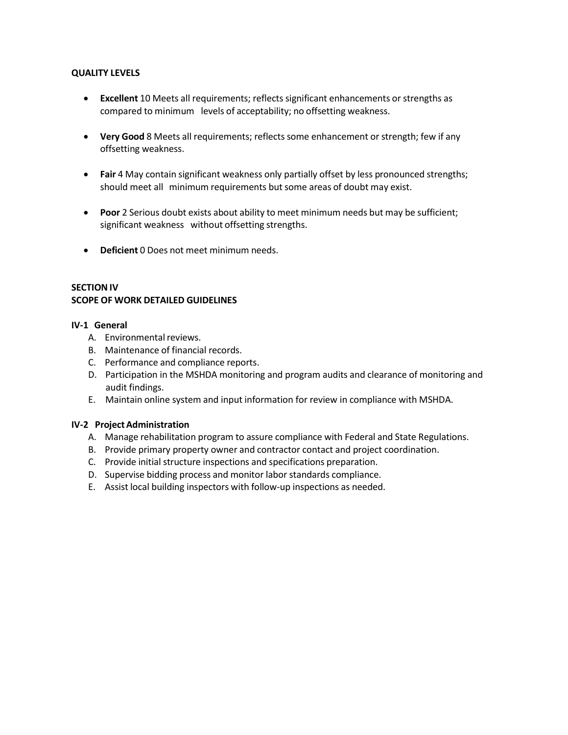**QUALITY LEVELS**

- **Excellent** 10 Meets all requirements; reflects significant enhancements or strengths as compared to minimum levels of acceptability; no offsetting weakness.
- **Very Good** 8 Meets all requirements; reflects some enhancement or strength; few if any offsetting weakness.
- **Fair** 4 May contain significant weakness only partially offset by less pronounced strengths; should meet all minimum requirements but some areas of doubt may exist.
- **Poor** 2 Serious doubt exists about ability to meet minimum needs but may be sufficient; significant weakness without offsetting strengths.
- **Deficient** 0 Does not meet minimum needs.

## SECTION IV
## SCOPE OF WORK DETAILED GUIDELINES

### IV-1 General

A. Environmental reviews.
B. Maintenance of financial records.
C. Performance and compliance reports.
D. Participation in the MSHDA monitoring and program audits and clearance of monitoring and audit findings.
E. Maintain online system and input information for review in compliance with MSHDA.

### IV-2 Project Administration

A. Manage rehabilitation program to assure compliance with Federal and State Regulations.
B. Provide primary property owner and contractor contact and project coordination.
C. Provide initial structure inspections and specifications preparation.
D. Supervise bidding process and monitor labor standards compliance.
E. Assist local building inspectors with follow-up inspections as needed.